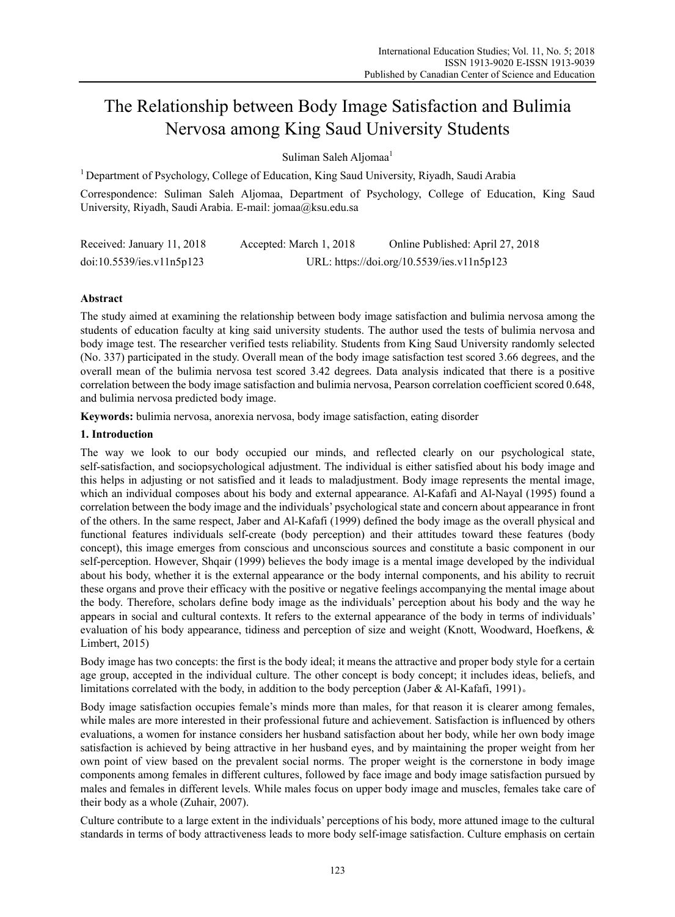# The Relationship between Body Image Satisfaction and Bulimia Nervosa among King Saud University Students

Suliman Saleh Aljomaa[1]

[1] Department of Psychology, College of Education, King Saud University, Riyadh, Saudi Arabia

Correspondence: Suliman Saleh Aljomaa, Department of Psychology, College of Education, King Saud University, Riyadh, Saudi Arabia. E-mail: jomaa@ksu.edu.sa

Received: January 11, 2018 Accepted: March 1, 2018 Online Published: April 27, 2018

doi:10.5539/ies.v11n5p123 URL: https://doi.org/10.5539/ies.v11n5p123

## Abstract

The study aimed at examining the relationship between body image satisfaction and bulimia nervosa among the students of education faculty at king said university students. The author used the tests of bulimia nervosa and body image test. The researcher verified tests reliability. Students from King Saud University randomly selected (No. 337) participated in the study. Overall mean of the body image satisfaction test scored 3.66 degrees, and the overall mean of the bulimia nervosa test scored 3.42 degrees. Data analysis indicated that there is a positive correlation between the body image satisfaction and bulimia nervosa, Pearson correlation coefficient scored 0.648, and bulimia nervosa predicted body image.

**Keywords:** bulimia nervosa, anorexia nervosa, body image satisfaction, eating disorder

## 1. Introduction

The way we look to our body occupied our minds, and reflected clearly on our psychological state, self-satisfaction, and sociopsychological adjustment. The individual is either satisfied about his body image and this helps in adjusting or not satisfied and it leads to maladjustment. Body image represents the mental image, which an individual composes about his body and external appearance. Al-Kafafi and Al-Nayal (1995) found a correlation between the body image and the individuals' psychological state and concern about appearance in front of the others. In the same respect, Jaber and Al-Kafafi (1999) defined the body image as the overall physical and functional features individuals self-create (body perception) and their attitudes toward these features (body concept), this image emerges from conscious and unconscious sources and constitute a basic component in our self-perception. However, Shqair (1999) believes the body image is a mental image developed by the individual about his body, whether it is the external appearance or the body internal components, and his ability to recruit these organs and prove their efficacy with the positive or negative feelings accompanying the mental image about the body. Therefore, scholars define body image as the individuals' perception about his body and the way he appears in social and cultural contexts. It refers to the external appearance of the body in terms of individuals' evaluation of his body appearance, tidiness and perception of size and weight (Knott, Woodward, Hoefkens, & Limbert, 2015)

Body image has two concepts: the first is the body ideal; it means the attractive and proper body style for a certain age group, accepted in the individual culture. The other concept is body concept; it includes ideas, beliefs, and limitations correlated with the body, in addition to the body perception (Jaber & Al-Kafafi, 1991)。

Body image satisfaction occupies female's minds more than males, for that reason it is clearer among females, while males are more interested in their professional future and achievement. Satisfaction is influenced by others evaluations, a women for instance considers her husband satisfaction about her body, while her own body image satisfaction is achieved by being attractive in her husband eyes, and by maintaining the proper weight from her own point of view based on the prevalent social norms. The proper weight is the cornerstone in body image components among females in different cultures, followed by face image and body image satisfaction pursued by males and females in different levels. While males focus on upper body image and muscles, females take care of their body as a whole (Zuhair, 2007).

Culture contribute to a large extent in the individuals' perceptions of his body, more attuned image to the cultural standards in terms of body attractiveness leads to more body self-image satisfaction. Culture emphasis on certain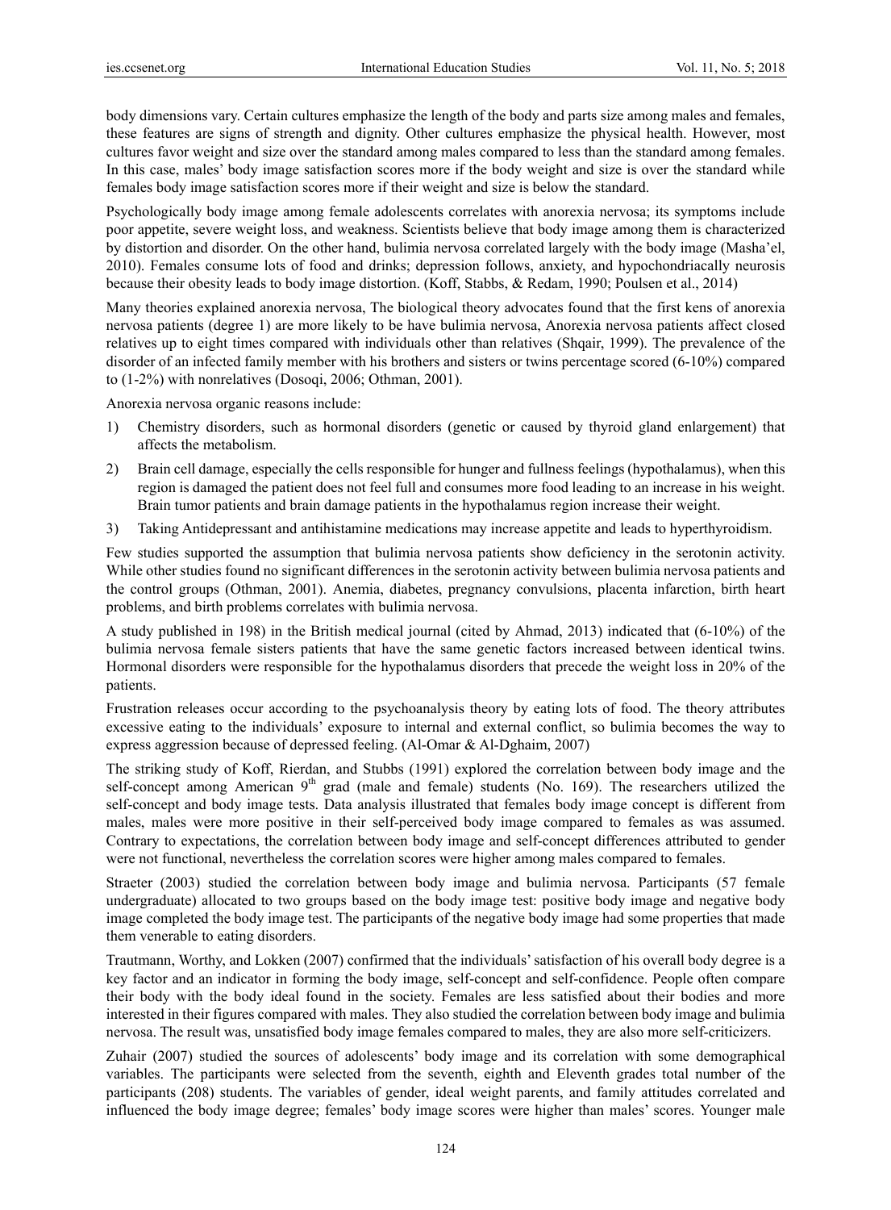body dimensions vary. Certain cultures emphasize the length of the body and parts size among males and females, these features are signs of strength and dignity. Other cultures emphasize the physical health. However, most cultures favor weight and size over the standard among males compared to less than the standard among females. In this case, males' body image satisfaction scores more if the body weight and size is over the standard while females body image satisfaction scores more if their weight and size is below the standard.

Psychologically body image among female adolescents correlates with anorexia nervosa; its symptoms include poor appetite, severe weight loss, and weakness. Scientists believe that body image among them is characterized by distortion and disorder. On the other hand, bulimia nervosa correlated largely with the body image (Masha'el, 2010). Females consume lots of food and drinks; depression follows, anxiety, and hypochondriacally neurosis because their obesity leads to body image distortion. (Koff, Stabbs, & Redam, 1990; Poulsen et al., 2014)

Many theories explained anorexia nervosa, The biological theory advocates found that the first kens of anorexia nervosa patients (degree 1) are more likely to be have bulimia nervosa, Anorexia nervosa patients affect closed relatives up to eight times compared with individuals other than relatives (Shqair, 1999). The prevalence of the disorder of an infected family member with his brothers and sisters or twins percentage scored (6-10%) compared to (1-2%) with nonrelatives (Dosoqi, 2006; Othman, 2001).

Anorexia nervosa organic reasons include:

1) Chemistry disorders, such as hormonal disorders (genetic or caused by thyroid gland enlargement) that affects the metabolism.
2) Brain cell damage, especially the cells responsible for hunger and fullness feelings (hypothalamus), when this region is damaged the patient does not feel full and consumes more food leading to an increase in his weight. Brain tumor patients and brain damage patients in the hypothalamus region increase their weight.
3) Taking Antidepressant and antihistamine medications may increase appetite and leads to hyperthyroidism.

Few studies supported the assumption that bulimia nervosa patients show deficiency in the serotonin activity. While other studies found no significant differences in the serotonin activity between bulimia nervosa patients and the control groups (Othman, 2001). Anemia, diabetes, pregnancy convulsions, placenta infarction, birth heart problems, and birth problems correlates with bulimia nervosa.

A study published in 198) in the British medical journal (cited by Ahmad, 2013) indicated that (6-10%) of the bulimia nervosa female sisters patients that have the same genetic factors increased between identical twins. Hormonal disorders were responsible for the hypothalamus disorders that precede the weight loss in 20% of the patients.

Frustration releases occur according to the psychoanalysis theory by eating lots of food. The theory attributes excessive eating to the individuals' exposure to internal and external conflict, so bulimia becomes the way to express aggression because of depressed feeling. (Al-Omar & Al-Dghaim, 2007)

The striking study of Koff, Rierdan, and Stubbs (1991) explored the correlation between body image and the self-concept among American 9th grad (male and female) students (No. 169). The researchers utilized the self-concept and body image tests. Data analysis illustrated that females body image concept is different from males, males were more positive in their self-perceived body image compared to females as was assumed. Contrary to expectations, the correlation between body image and self-concept differences attributed to gender were not functional, nevertheless the correlation scores were higher among males compared to females.

Straeter (2003) studied the correlation between body image and bulimia nervosa. Participants (57 female undergraduate) allocated to two groups based on the body image test: positive body image and negative body image completed the body image test. The participants of the negative body image had some properties that made them venerable to eating disorders.

Trautmann, Worthy, and Lokken (2007) confirmed that the individuals' satisfaction of his overall body degree is a key factor and an indicator in forming the body image, self-concept and self-confidence. People often compare their body with the body ideal found in the society. Females are less satisfied about their bodies and more interested in their figures compared with males. They also studied the correlation between body image and bulimia nervosa. The result was, unsatisfied body image females compared to males, they are also more self-criticizers.

Zuhair (2007) studied the sources of adolescents' body image and its correlation with some demographical variables. The participants were selected from the seventh, eighth and Eleventh grades total number of the participants (208) students. The variables of gender, ideal weight parents, and family attitudes correlated and influenced the body image degree; females' body image scores were higher than males' scores. Younger male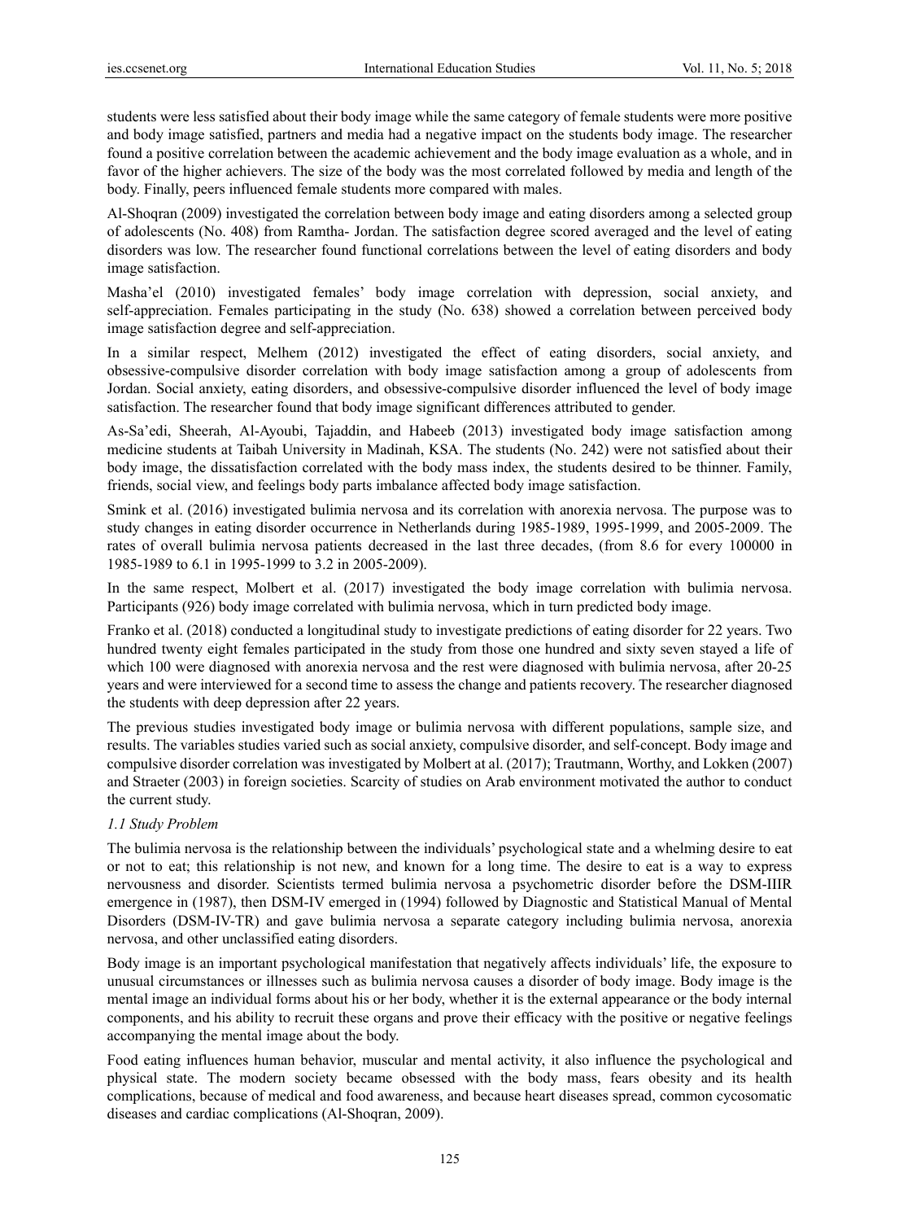students were less satisfied about their body image while the same category of female students were more positive and body image satisfied, partners and media had a negative impact on the students body image. The researcher found a positive correlation between the academic achievement and the body image evaluation as a whole, and in favor of the higher achievers. The size of the body was the most correlated followed by media and length of the body. Finally, peers influenced female students more compared with males.

Al-Shoqran (2009) investigated the correlation between body image and eating disorders among a selected group of adolescents (No. 408) from Ramtha- Jordan. The satisfaction degree scored averaged and the level of eating disorders was low. The researcher found functional correlations between the level of eating disorders and body image satisfaction.

Masha'el (2010) investigated females' body image correlation with depression, social anxiety, and self-appreciation. Females participating in the study (No. 638) showed a correlation between perceived body image satisfaction degree and self-appreciation.

In a similar respect, Melhem (2012) investigated the effect of eating disorders, social anxiety, and obsessive-compulsive disorder correlation with body image satisfaction among a group of adolescents from Jordan. Social anxiety, eating disorders, and obsessive-compulsive disorder influenced the level of body image satisfaction. The researcher found that body image significant differences attributed to gender.

As-Sa'edi, Sheerah, Al-Ayoubi, Tajaddin, and Habeeb (2013) investigated body image satisfaction among medicine students at Taibah University in Madinah, KSA. The students (No. 242) were not satisfied about their body image, the dissatisfaction correlated with the body mass index, the students desired to be thinner. Family, friends, social view, and feelings body parts imbalance affected body image satisfaction.

Smink et al. (2016) investigated bulimia nervosa and its correlation with anorexia nervosa. The purpose was to study changes in eating disorder occurrence in Netherlands during 1985-1989, 1995-1999, and 2005-2009. The rates of overall bulimia nervosa patients decreased in the last three decades, (from 8.6 for every 100000 in 1985-1989 to 6.1 in 1995-1999 to 3.2 in 2005-2009).

In the same respect, Molbert et al. (2017) investigated the body image correlation with bulimia nervosa. Participants (926) body image correlated with bulimia nervosa, which in turn predicted body image.

Franko et al. (2018) conducted a longitudinal study to investigate predictions of eating disorder for 22 years. Two hundred twenty eight females participated in the study from those one hundred and sixty seven stayed a life of which 100 were diagnosed with anorexia nervosa and the rest were diagnosed with bulimia nervosa, after 20-25 years and were interviewed for a second time to assess the change and patients recovery. The researcher diagnosed the students with deep depression after 22 years.

The previous studies investigated body image or bulimia nervosa with different populations, sample size, and results. The variables studies varied such as social anxiety, compulsive disorder, and self-concept. Body image and compulsive disorder correlation was investigated by Molbert at al. (2017); Trautmann, Worthy, and Lokken (2007) and Straeter (2003) in foreign societies. Scarcity of studies on Arab environment motivated the author to conduct the current study.

### *1.1 Study Problem*

The bulimia nervosa is the relationship between the individuals' psychological state and a whelming desire to eat or not to eat; this relationship is not new, and known for a long time. The desire to eat is a way to express nervousness and disorder. Scientists termed bulimia nervosa a psychometric disorder before the DSM-IIIR emergence in (1987), then DSM-IV emerged in (1994) followed by Diagnostic and Statistical Manual of Mental Disorders (DSM-IV-TR) and gave bulimia nervosa a separate category including bulimia nervosa, anorexia nervosa, and other unclassified eating disorders.

Body image is an important psychological manifestation that negatively affects individuals' life, the exposure to unusual circumstances or illnesses such as bulimia nervosa causes a disorder of body image. Body image is the mental image an individual forms about his or her body, whether it is the external appearance or the body internal components, and his ability to recruit these organs and prove their efficacy with the positive or negative feelings accompanying the mental image about the body.

Food eating influences human behavior, muscular and mental activity, it also influence the psychological and physical state. The modern society became obsessed with the body mass, fears obesity and its health complications, because of medical and food awareness, and because heart diseases spread, common cycosomatic diseases and cardiac complications (Al-Shoqran, 2009).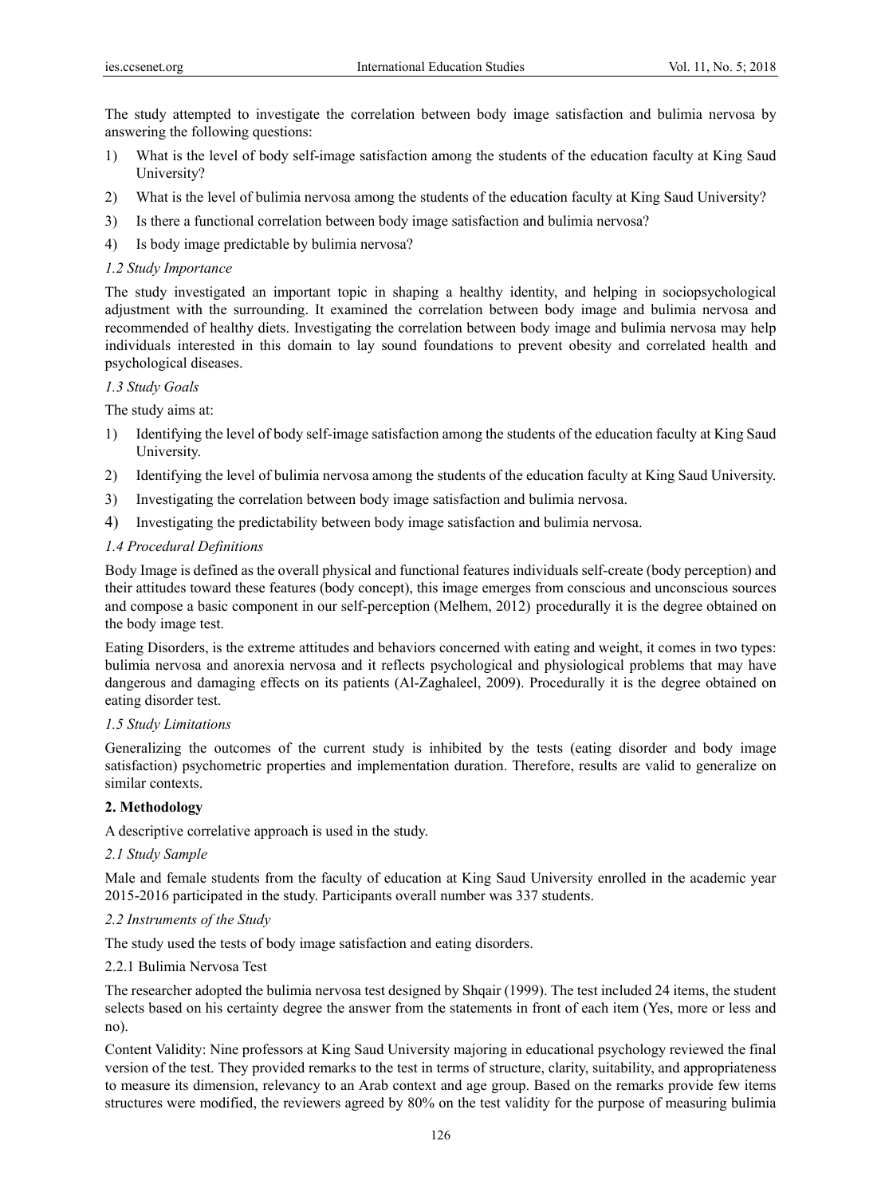The study attempted to investigate the correlation between body image satisfaction and bulimia nervosa by answering the following questions:

1) What is the level of body self-image satisfaction among the students of the education faculty at King Saud University?
2) What is the level of bulimia nervosa among the students of the education faculty at King Saud University?
3) Is there a functional correlation between body image satisfaction and bulimia nervosa?
4) Is body image predictable by bulimia nervosa?

### *1.2 Study Importance*

The study investigated an important topic in shaping a healthy identity, and helping in sociopsychological adjustment with the surrounding. It examined the correlation between body image and bulimia nervosa and recommended of healthy diets. Investigating the correlation between body image and bulimia nervosa may help individuals interested in this domain to lay sound foundations to prevent obesity and correlated health and psychological diseases.

### *1.3 Study Goals*

The study aims at:

1) Identifying the level of body self-image satisfaction among the students of the education faculty at King Saud University.
2) Identifying the level of bulimia nervosa among the students of the education faculty at King Saud University.
3) Investigating the correlation between body image satisfaction and bulimia nervosa.
4) Investigating the predictability between body image satisfaction and bulimia nervosa.

### *1.4 Procedural Definitions*

Body Image is defined as the overall physical and functional features individuals self-create (body perception) and their attitudes toward these features (body concept), this image emerges from conscious and unconscious sources and compose a basic component in our self-perception (Melhem, 2012) procedurally it is the degree obtained on the body image test.

Eating Disorders, is the extreme attitudes and behaviors concerned with eating and weight, it comes in two types: bulimia nervosa and anorexia nervosa and it reflects psychological and physiological problems that may have dangerous and damaging effects on its patients (Al-Zaghaleel, 2009). Procedurally it is the degree obtained on eating disorder test.

### *1.5 Study Limitations*

Generalizing the outcomes of the current study is inhibited by the tests (eating disorder and body image satisfaction) psychometric properties and implementation duration. Therefore, results are valid to generalize on similar contexts.

## **2. Methodology**

A descriptive correlative approach is used in the study.

### *2.1 Study Sample*

Male and female students from the faculty of education at King Saud University enrolled in the academic year 2015-2016 participated in the study. Participants overall number was 337 students.

### *2.2 Instruments of the Study*

The study used the tests of body image satisfaction and eating disorders.

#### 2.2.1 Bulimia Nervosa Test

The researcher adopted the bulimia nervosa test designed by Shqair (1999). The test included 24 items, the student selects based on his certainty degree the answer from the statements in front of each item (Yes, more or less and no).

Content Validity: Nine professors at King Saud University majoring in educational psychology reviewed the final version of the test. They provided remarks to the test in terms of structure, clarity, suitability, and appropriateness to measure its dimension, relevancy to an Arab context and age group. Based on the remarks provide few items structures were modified, the reviewers agreed by 80% on the test validity for the purpose of measuring bulimia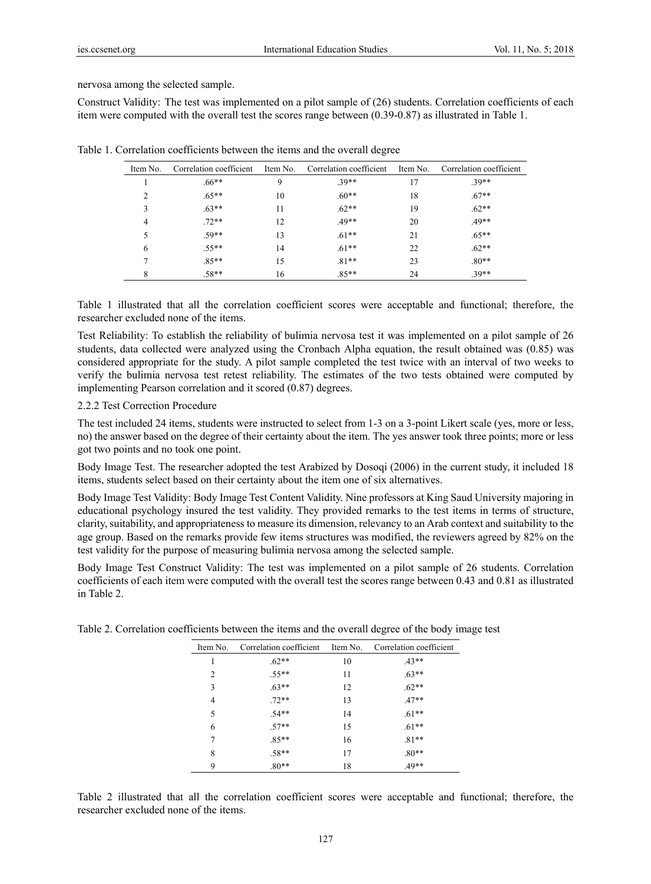nervosa among the selected sample.

Construct Validity: The test was implemented on a pilot sample of (26) students. Correlation coefficients of each item were computed with the overall test the scores range between (0.39-0.87) as illustrated in Table 1.

Table 1. Correlation coefficients between the items and the overall degree

| Item No. | Correlation coefficient | Item No. | Correlation coefficient | Item No. | Correlation coefficient |
|---|---|---|---|---|---|
| 1 | .66** | 9 | .39** | 17 | .39** |
| 2 | .65** | 10 | .60** | 18 | .67** |
| 3 | .63** | 11 | .62** | 19 | .62** |
| 4 | .72** | 12 | .49** | 20 | .49** |
| 5 | .59** | 13 | .61** | 21 | .65** |
| 6 | .55** | 14 | .61** | 22 | .62** |
| 7 | .85** | 15 | .81** | 23 | .80** |
| 8 | .58** | 16 | .85** | 24 | .39** |

Table 1 illustrated that all the correlation coefficient scores were acceptable and functional; therefore, the researcher excluded none of the items.

Test Reliability: To establish the reliability of bulimia nervosa test it was implemented on a pilot sample of 26 students, data collected were analyzed using the Cronbach Alpha equation, the result obtained was (0.85) was considered appropriate for the study. A pilot sample completed the test twice with an interval of two weeks to verify the bulimia nervosa test retest reliability. The estimates of the two tests obtained were computed by implementing Pearson correlation and it scored (0.87) degrees.

2.2.2 Test Correction Procedure

The test included 24 items, students were instructed to select from 1-3 on a 3-point Likert scale (yes, more or less, no) the answer based on the degree of their certainty about the item. The yes answer took three points; more or less got two points and no took one point.

Body Image Test. The researcher adopted the test Arabized by Dosoqi (2006) in the current study, it included 18 items, students select based on their certainty about the item one of six alternatives.

Body Image Test Validity: Body Image Test Content Validity. Nine professors at King Saud University majoring in educational psychology insured the test validity. They provided remarks to the test items in terms of structure, clarity, suitability, and appropriateness to measure its dimension, relevancy to an Arab context and suitability to the age group. Based on the remarks provide few items structures was modified, the reviewers agreed by 82% on the test validity for the purpose of measuring bulimia nervosa among the selected sample.

Body Image Test Construct Validity: The test was implemented on a pilot sample of 26 students. Correlation coefficients of each item were computed with the overall test the scores range between 0.43 and 0.81 as illustrated in Table 2.

Table 2. Correlation coefficients between the items and the overall degree of the body image test

| Item No. | Correlation coefficient | Item No. | Correlation coefficient |
|---|---|---|---|
| 1 | .62** | 10 | .43** |
| 2 | .55** | 11 | .63** |
| 3 | .63** | 12 | .62** |
| 4 | .72** | 13 | .47** |
| 5 | .54** | 14 | .61** |
| 6 | .57** | 15 | .61** |
| 7 | .85** | 16 | .81** |
| 8 | .58** | 17 | .80** |
| 9 | .80** | 18 | .49** |

Table 2 illustrated that all the correlation coefficient scores were acceptable and functional; therefore, the researcher excluded none of the items.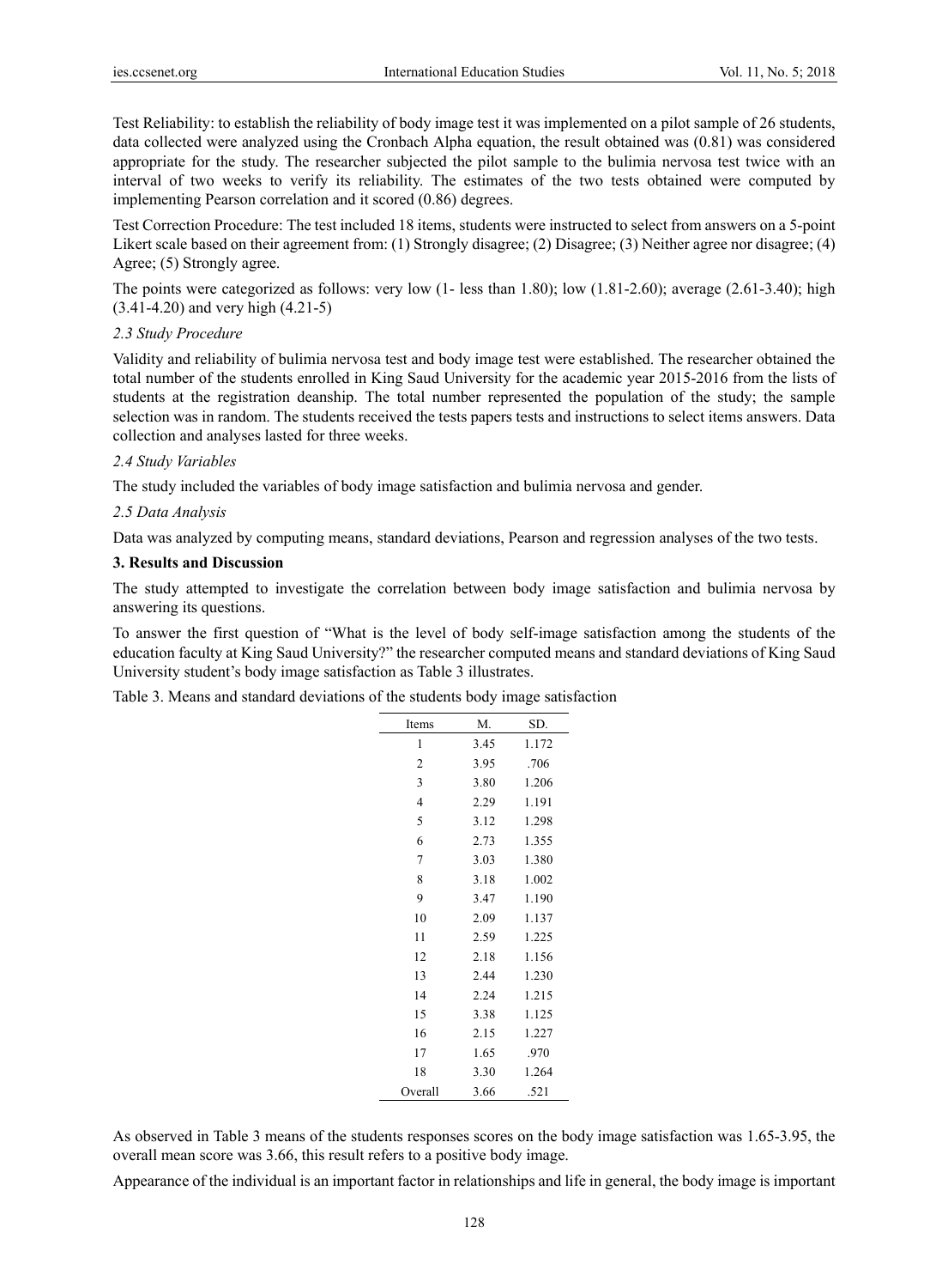Test Reliability: to establish the reliability of body image test it was implemented on a pilot sample of 26 students, data collected were analyzed using the Cronbach Alpha equation, the result obtained was (0.81) was considered appropriate for the study. The researcher subjected the pilot sample to the bulimia nervosa test twice with an interval of two weeks to verify its reliability. The estimates of the two tests obtained were computed by implementing Pearson correlation and it scored (0.86) degrees.

Test Correction Procedure: The test included 18 items, students were instructed to select from answers on a 5-point Likert scale based on their agreement from: (1) Strongly disagree; (2) Disagree; (3) Neither agree nor disagree; (4) Agree; (5) Strongly agree.

The points were categorized as follows: very low (1- less than 1.80); low (1.81-2.60); average (2.61-3.40); high (3.41-4.20) and very high (4.21-5)

### *2.3 Study Procedure*

Validity and reliability of bulimia nervosa test and body image test were established. The researcher obtained the total number of the students enrolled in King Saud University for the academic year 2015-2016 from the lists of students at the registration deanship. The total number represented the population of the study; the sample selection was in random. The students received the tests papers tests and instructions to select items answers. Data collection and analyses lasted for three weeks.

### *2.4 Study Variables*

The study included the variables of body image satisfaction and bulimia nervosa and gender.

### *2.5 Data Analysis*

Data was analyzed by computing means, standard deviations, Pearson and regression analyses of the two tests.

## **3. Results and Discussion**

The study attempted to investigate the correlation between body image satisfaction and bulimia nervosa by answering its questions.

To answer the first question of "What is the level of body self-image satisfaction among the students of the education faculty at King Saud University?" the researcher computed means and standard deviations of King Saud University student's body image satisfaction as Table 3 illustrates.

Table 3. Means and standard deviations of the students body image satisfaction

| Items | M. | SD. |
|---|---|---|
| 1 | 3.45 | 1.172 |
| 2 | 3.95 | .706 |
| 3 | 3.80 | 1.206 |
| 4 | 2.29 | 1.191 |
| 5 | 3.12 | 1.298 |
| 6 | 2.73 | 1.355 |
| 7 | 3.03 | 1.380 |
| 8 | 3.18 | 1.002 |
| 9 | 3.47 | 1.190 |
| 10 | 2.09 | 1.137 |
| 11 | 2.59 | 1.225 |
| 12 | 2.18 | 1.156 |
| 13 | 2.44 | 1.230 |
| 14 | 2.24 | 1.215 |
| 15 | 3.38 | 1.125 |
| 16 | 2.15 | 1.227 |
| 17 | 1.65 | .970 |
| 18 | 3.30 | 1.264 |
| Overall | 3.66 | .521 |

As observed in Table 3 means of the students responses scores on the body image satisfaction was 1.65-3.95, the overall mean score was 3.66, this result refers to a positive body image.

Appearance of the individual is an important factor in relationships and life in general, the body image is important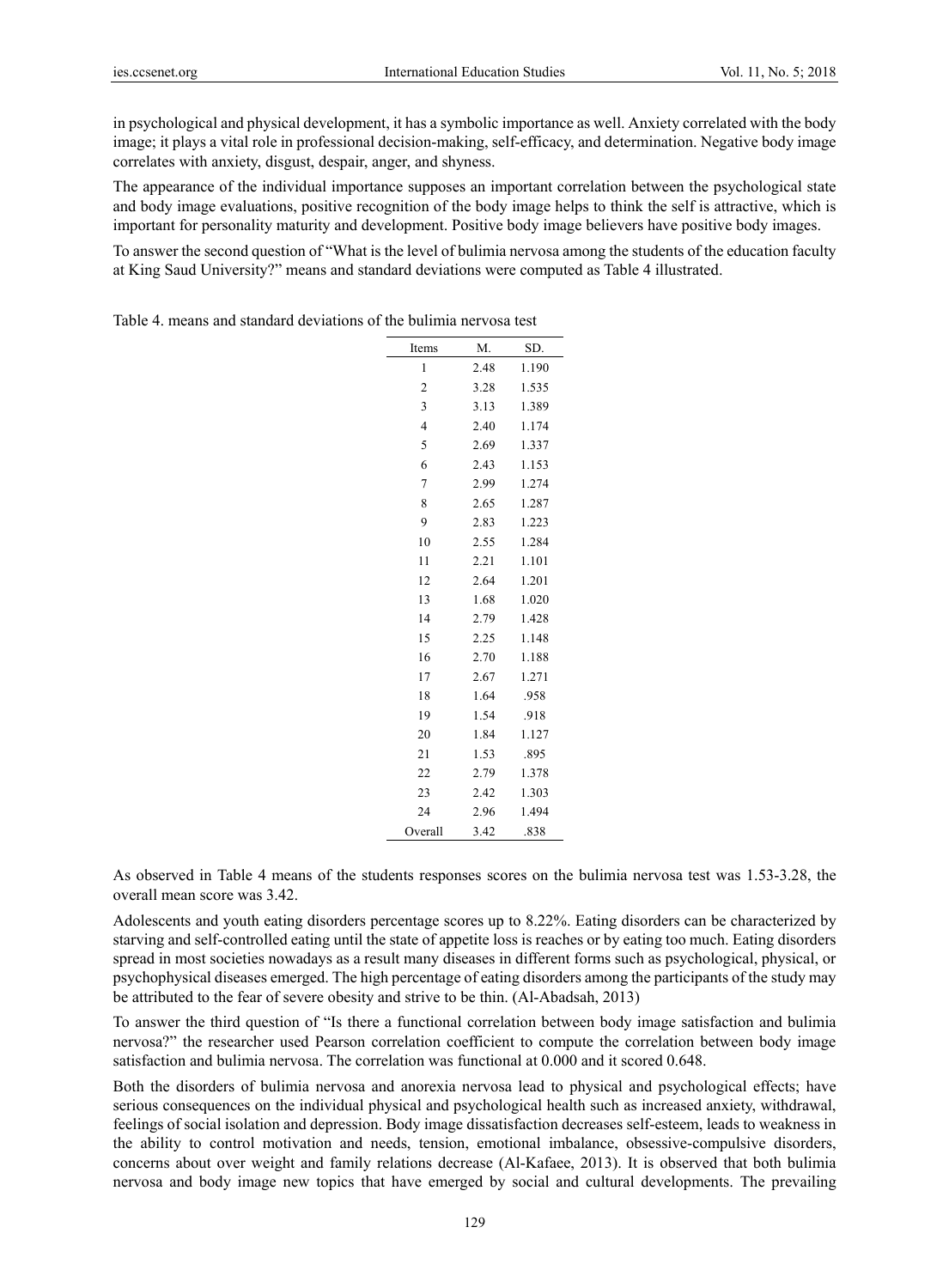in psychological and physical development, it has a symbolic importance as well. Anxiety correlated with the body image; it plays a vital role in professional decision-making, self-efficacy, and determination. Negative body image correlates with anxiety, disgust, despair, anger, and shyness.

The appearance of the individual importance supposes an important correlation between the psychological state and body image evaluations, positive recognition of the body image helps to think the self is attractive, which is important for personality maturity and development. Positive body image believers have positive body images.

To answer the second question of "What is the level of bulimia nervosa among the students of the education faculty at King Saud University?" means and standard deviations were computed as Table 4 illustrated.

Table 4. means and standard deviations of the bulimia nervosa test

| Items | M. | SD. |
|---|---|---|
| 1 | 2.48 | 1.190 |
| 2 | 3.28 | 1.535 |
| 3 | 3.13 | 1.389 |
| 4 | 2.40 | 1.174 |
| 5 | 2.69 | 1.337 |
| 6 | 2.43 | 1.153 |
| 7 | 2.99 | 1.274 |
| 8 | 2.65 | 1.287 |
| 9 | 2.83 | 1.223 |
| 10 | 2.55 | 1.284 |
| 11 | 2.21 | 1.101 |
| 12 | 2.64 | 1.201 |
| 13 | 1.68 | 1.020 |
| 14 | 2.79 | 1.428 |
| 15 | 2.25 | 1.148 |
| 16 | 2.70 | 1.188 |
| 17 | 2.67 | 1.271 |
| 18 | 1.64 | .958 |
| 19 | 1.54 | .918 |
| 20 | 1.84 | 1.127 |
| 21 | 1.53 | .895 |
| 22 | 2.79 | 1.378 |
| 23 | 2.42 | 1.303 |
| 24 | 2.96 | 1.494 |
| Overall | 3.42 | .838 |

As observed in Table 4 means of the students responses scores on the bulimia nervosa test was 1.53-3.28, the overall mean score was 3.42.

Adolescents and youth eating disorders percentage scores up to 8.22%. Eating disorders can be characterized by starving and self-controlled eating until the state of appetite loss is reaches or by eating too much. Eating disorders spread in most societies nowadays as a result many diseases in different forms such as psychological, physical, or psychophysical diseases emerged. The high percentage of eating disorders among the participants of the study may be attributed to the fear of severe obesity and strive to be thin. (Al-Abadsah, 2013)

To answer the third question of "Is there a functional correlation between body image satisfaction and bulimia nervosa?" the researcher used Pearson correlation coefficient to compute the correlation between body image satisfaction and bulimia nervosa. The correlation was functional at 0.000 and it scored 0.648.

Both the disorders of bulimia nervosa and anorexia nervosa lead to physical and psychological effects; have serious consequences on the individual physical and psychological health such as increased anxiety, withdrawal, feelings of social isolation and depression. Body image dissatisfaction decreases self-esteem, leads to weakness in the ability to control motivation and needs, tension, emotional imbalance, obsessive-compulsive disorders, concerns about over weight and family relations decrease (Al-Kafaee, 2013). It is observed that both bulimia nervosa and body image new topics that have emerged by social and cultural developments. The prevailing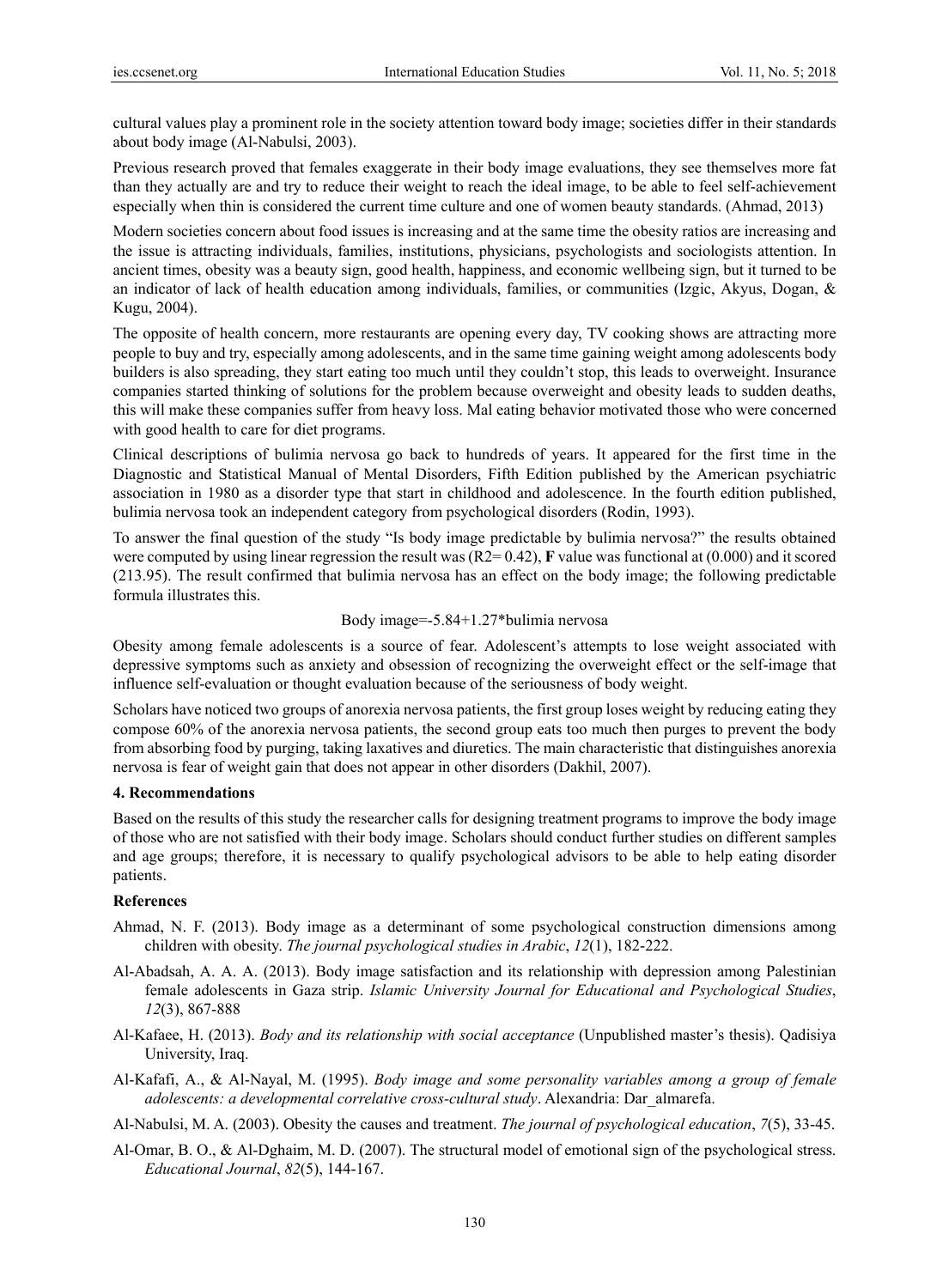cultural values play a prominent role in the society attention toward body image; societies differ in their standards about body image (Al-Nabulsi, 2003).

Previous research proved that females exaggerate in their body image evaluations, they see themselves more fat than they actually are and try to reduce their weight to reach the ideal image, to be able to feel self-achievement especially when thin is considered the current time culture and one of women beauty standards. (Ahmad, 2013)

Modern societies concern about food issues is increasing and at the same time the obesity ratios are increasing and the issue is attracting individuals, families, institutions, physicians, psychologists and sociologists attention. In ancient times, obesity was a beauty sign, good health, happiness, and economic wellbeing sign, but it turned to be an indicator of lack of health education among individuals, families, or communities (Izgic, Akyus, Dogan, & Kugu, 2004).

The opposite of health concern, more restaurants are opening every day, TV cooking shows are attracting more people to buy and try, especially among adolescents, and in the same time gaining weight among adolescents body builders is also spreading, they start eating too much until they couldn't stop, this leads to overweight. Insurance companies started thinking of solutions for the problem because overweight and obesity leads to sudden deaths, this will make these companies suffer from heavy loss. Mal eating behavior motivated those who were concerned with good health to care for diet programs.

Clinical descriptions of bulimia nervosa go back to hundreds of years. It appeared for the first time in the Diagnostic and Statistical Manual of Mental Disorders, Fifth Edition published by the American psychiatric association in 1980 as a disorder type that start in childhood and adolescence. In the fourth edition published, bulimia nervosa took an independent category from psychological disorders (Rodin, 1993).

To answer the final question of the study "Is body image predictable by bulimia nervosa?" the results obtained were computed by using linear regression the result was ($R2= 0.42$), **F** value was functional at (0.000) and it scored (213.95). The result confirmed that bulimia nervosa has an effect on the body image; the following predictable formula illustrates this.

$$\text{Body image}=-5.84+1.27*\text{bulimia nervosa}$$

Obesity among female adolescents is a source of fear. Adolescent's attempts to lose weight associated with depressive symptoms such as anxiety and obsession of recognizing the overweight effect or the self-image that influence self-evaluation or thought evaluation because of the seriousness of body weight.

Scholars have noticed two groups of anorexia nervosa patients, the first group loses weight by reducing eating they compose 60% of the anorexia nervosa patients, the second group eats too much then purges to prevent the body from absorbing food by purging, taking laxatives and diuretics. The main characteristic that distinguishes anorexia nervosa is fear of weight gain that does not appear in other disorders (Dakhil, 2007).

## 4. Recommendations

Based on the results of this study the researcher calls for designing treatment programs to improve the body image of those who are not satisfied with their body image. Scholars should conduct further studies on different samples and age groups; therefore, it is necessary to qualify psychological advisors to be able to help eating disorder patients.

## References

Ahmad, N. F. (2013). Body image as a determinant of some psychological construction dimensions among children with obesity. *The journal psychological studies in Arabic*, *12*(1), 182-222.

Al-Abadsah, A. A. A. (2013). Body image satisfaction and its relationship with depression among Palestinian female adolescents in Gaza strip. *Islamic University Journal for Educational and Psychological Studies*, *12*(3), 867-888

Al-Kafaee, H. (2013). *Body and its relationship with social acceptance* (Unpublished master's thesis). Qadisiya University, Iraq.

Al-Kafafi, A., & Al-Nayal, M. (1995). *Body image and some personality variables among a group of female adolescents: a developmental correlative cross-cultural study*. Alexandria: Dar_almarefa.

Al-Nabulsi, M. A. (2003). Obesity the causes and treatment. *The journal of psychological education*, *7*(5), 33-45.

Al-Omar, B. O., & Al-Dghaim, M. D. (2007). The structural model of emotional sign of the psychological stress. *Educational Journal*, *82*(5), 144-167.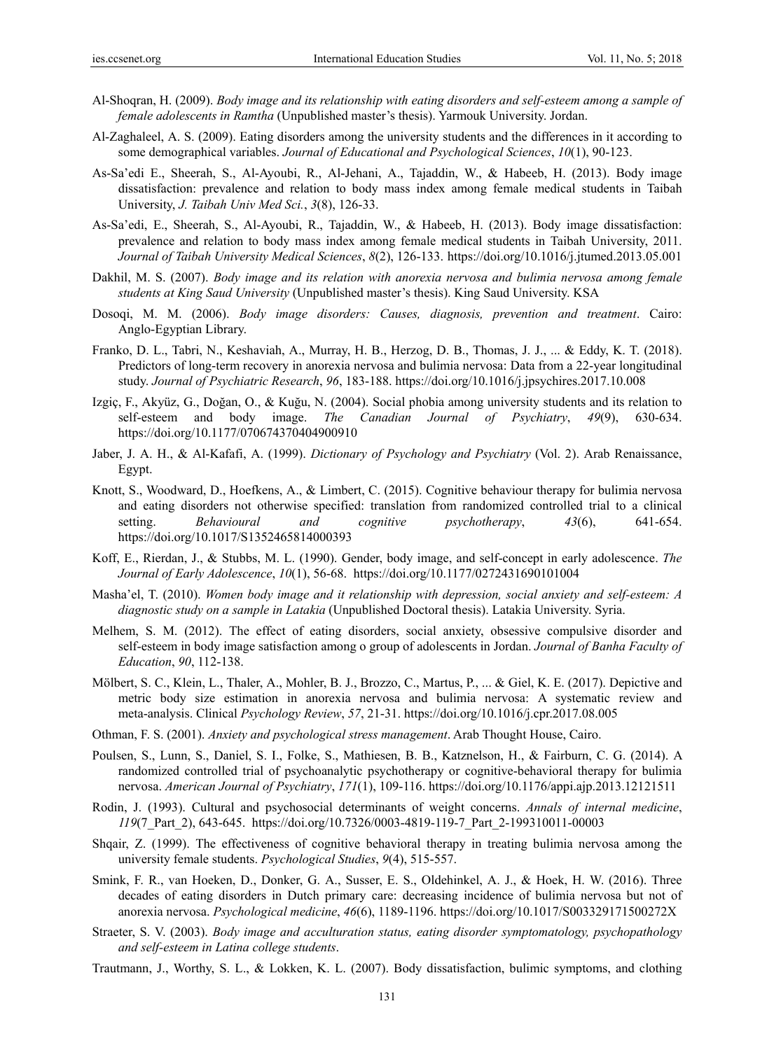Al-Shoqran, H. (2009). *Body image and its relationship with eating disorders and self-esteem among a sample of female adolescents in Ramtha* (Unpublished master's thesis). Yarmouk University. Jordan.

Al-Zaghaleel, A. S. (2009). Eating disorders among the university students and the differences in it according to some demographical variables. *Journal of Educational and Psychological Sciences*, *10*(1), 90-123.

As-Sa'edi E., Sheerah, S., Al-Ayoubi, R., Al-Jehani, A., Tajaddin, W., & Habeeb, H. (2013). Body image dissatisfaction: prevalence and relation to body mass index among female medical students in Taibah University, *J. Taibah Univ Med Sci.*, *3*(8), 126-33.

As-Sa'edi, E., Sheerah, S., Al-Ayoubi, R., Tajaddin, W., & Habeeb, H. (2013). Body image dissatisfaction: prevalence and relation to body mass index among female medical students in Taibah University, 2011. *Journal of Taibah University Medical Sciences*, *8*(2), 126-133. https://doi.org/10.1016/j.jtumed.2013.05.001

Dakhil, M. S. (2007). *Body image and its relation with anorexia nervosa and bulimia nervosa among female students at King Saud University* (Unpublished master's thesis). King Saud University. KSA

Dosoqi, M. M. (2006). *Body image disorders: Causes, diagnosis, prevention and treatment*. Cairo: Anglo-Egyptian Library.

Franko, D. L., Tabri, N., Keshaviah, A., Murray, H. B., Herzog, D. B., Thomas, J. J., ... & Eddy, K. T. (2018). Predictors of long-term recovery in anorexia nervosa and bulimia nervosa: Data from a 22-year longitudinal study. *Journal of Psychiatric Research*, *96*, 183-188. https://doi.org/10.1016/j.jpsychires.2017.10.008

Izgiç, F., Akyüz, G., Doğan, O., & Kuğu, N. (2004). Social phobia among university students and its relation to self-esteem and body image. *The Canadian Journal of Psychiatry*, *49*(9), 630-634. https://doi.org/10.1177/070674370404900910

Jaber, J. A. H., & Al-Kafafi, A. (1999). *Dictionary of Psychology and Psychiatry* (Vol. 2). Arab Renaissance, Egypt.

Knott, S., Woodward, D., Hoefkens, A., & Limbert, C. (2015). Cognitive behaviour therapy for bulimia nervosa and eating disorders not otherwise specified: translation from randomized controlled trial to a clinical setting. *Behavioural and cognitive psychotherapy*, *43*(6), 641-654. https://doi.org/10.1017/S1352465814000393

Koff, E., Rierdan, J., & Stubbs, M. L. (1990). Gender, body image, and self-concept in early adolescence. *The Journal of Early Adolescence*, *10*(1), 56-68. https://doi.org/10.1177/0272431690101004

Masha'el, T. (2010). *Women body image and it relationship with depression, social anxiety and self-esteem: A diagnostic study on a sample in Latakia* (Unpublished Doctoral thesis). Latakia University. Syria.

Melhem, S. M. (2012). The effect of eating disorders, social anxiety, obsessive compulsive disorder and self-esteem in body image satisfaction among o group of adolescents in Jordan. *Journal of Banha Faculty of Education*, *90*, 112-138.

Mölbert, S. C., Klein, L., Thaler, A., Mohler, B. J., Brozzo, C., Martus, P., ... & Giel, K. E. (2017). Depictive and metric body size estimation in anorexia nervosa and bulimia nervosa: A systematic review and meta-analysis. Clinical *Psychology Review*, *57*, 21-31. https://doi.org/10.1016/j.cpr.2017.08.005

Othman, F. S. (2001). *Anxiety and psychological stress management*. Arab Thought House, Cairo.

Poulsen, S., Lunn, S., Daniel, S. I., Folke, S., Mathiesen, B. B., Katznelson, H., & Fairburn, C. G. (2014). A randomized controlled trial of psychoanalytic psychotherapy or cognitive-behavioral therapy for bulimia nervosa. *American Journal of Psychiatry*, *171*(1), 109-116. https://doi.org/10.1176/appi.ajp.2013.12121511

Rodin, J. (1993). Cultural and psychosocial determinants of weight concerns. *Annals of internal medicine*, *119*(7_Part_2), 643-645. https://doi.org/10.7326/0003-4819-119-7_Part_2-199310011-00003

Shqair, Z. (1999). The effectiveness of cognitive behavioral therapy in treating bulimia nervosa among the university female students. *Psychological Studies*, *9*(4), 515-557.

Smink, F. R., van Hoeken, D., Donker, G. A., Susser, E. S., Oldehinkel, A. J., & Hoek, H. W. (2016). Three decades of eating disorders in Dutch primary care: decreasing incidence of bulimia nervosa but not of anorexia nervosa. *Psychological medicine*, *46*(6), 1189-1196. https://doi.org/10.1017/S003329171500272X

Straeter, S. V. (2003). *Body image and acculturation status, eating disorder symptomatology, psychopathology and self-esteem in Latina college students*.

Trautmann, J., Worthy, S. L., & Lokken, K. L. (2007). Body dissatisfaction, bulimic symptoms, and clothing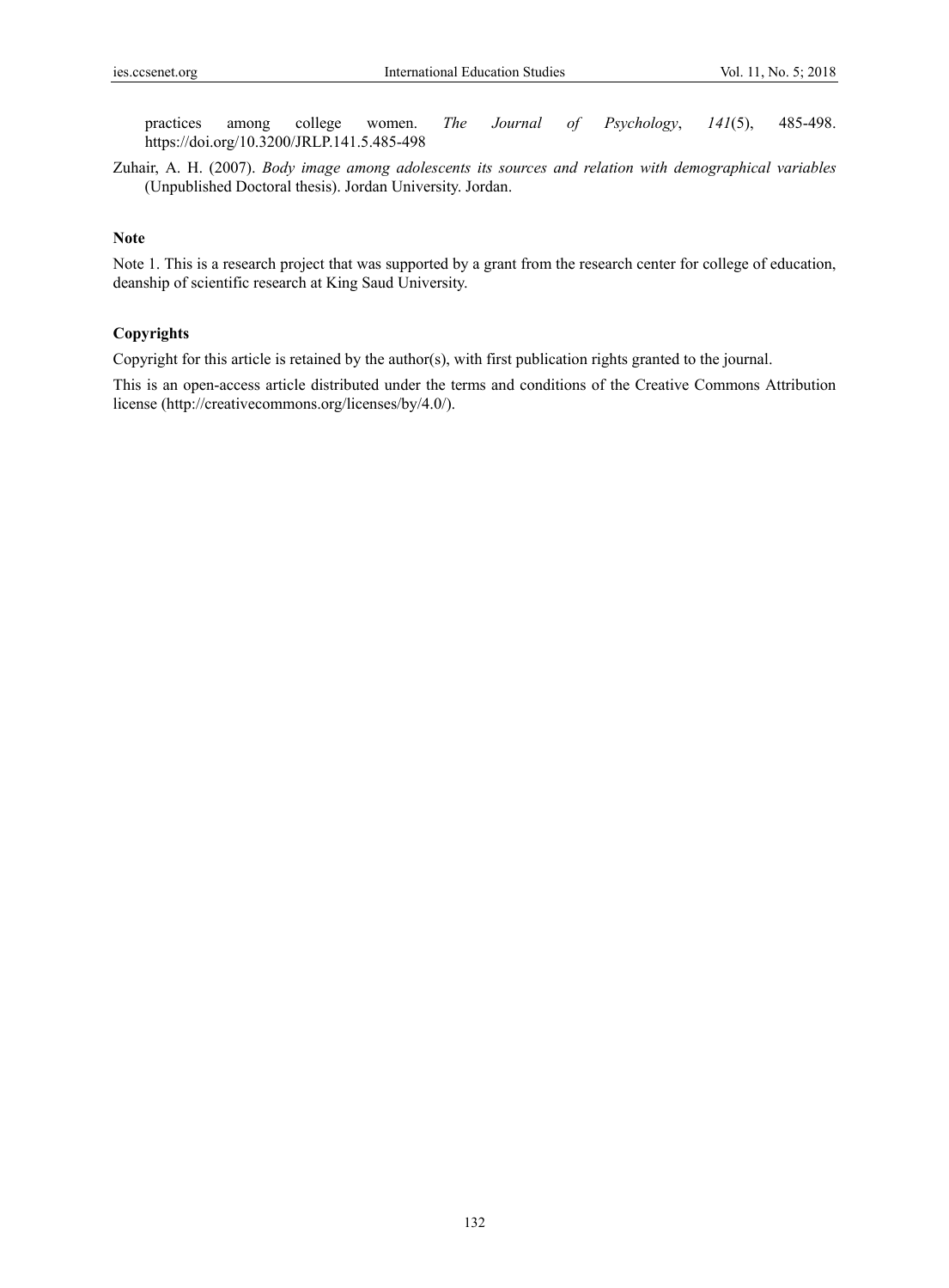practices among college women. *The Journal of Psychology*, *141*(5), 485-498. https://doi.org/10.3200/JRLP.141.5.485-498

Zuhair, A. H. (2007). *Body image among adolescents its sources and relation with demographical variables* (Unpublished Doctoral thesis). Jordan University. Jordan.

## Note

Note 1. This is a research project that was supported by a grant from the research center for college of education, deanship of scientific research at King Saud University.

## Copyrights

Copyright for this article is retained by the author(s), with first publication rights granted to the journal.

This is an open-access article distributed under the terms and conditions of the Creative Commons Attribution license (http://creativecommons.org/licenses/by/4.0/).